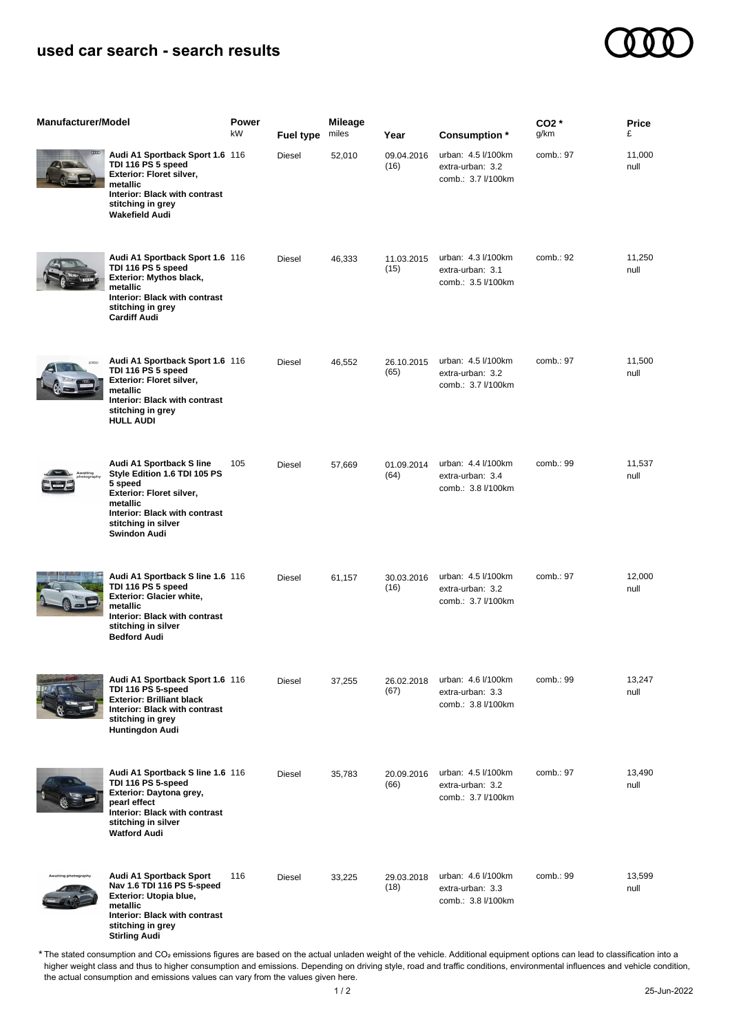## used car search - search results

| Manufacturer/Model | Power kW | Fuel type | Mileage miles | Year | Consumption * | $CO_2$ * g/km | Price £ |
|---|---|---|---|---|---|---|---|
| **Audi A1 Sportback Sport 1.6 TDI 116 PS 5 speed**<br>**Exterior: Floret silver, metallic**<br>**Interior: Black with contrast stitching in grey**<br>**Wakefield Audi** | 116 | Diesel | 52,010 | 09.04.2016 (16) | urban: 4.5 l/100km<br>extra-urban: 3.2<br>comb.: 3.7 l/100km | comb.: 97 | 11,000 null |
| **Audi A1 Sportback Sport 1.6 TDI 116 PS 5 speed**<br>**Exterior: Mythos black, metallic**<br>**Interior: Black with contrast stitching in grey**<br>**Cardiff Audi** | 116 | Diesel | 46,333 | 11.03.2015 (15) | urban: 4.3 l/100km<br>extra-urban: 3.1<br>comb.: 3.5 l/100km | comb.: 92 | 11,250 null |
| **Audi A1 Sportback Sport 1.6 TDI 116 PS 5 speed**<br>**Exterior: Floret silver, metallic**<br>**Interior: Black with contrast stitching in grey**<br>**HULL AUDI** | 116 | Diesel | 46,552 | 26.10.2015 (65) | urban: 4.5 l/100km<br>extra-urban: 3.2<br>comb.: 3.7 l/100km | comb.: 97 | 11,500 null |
| **Audi A1 Sportback S line Style Edition 1.6 TDI 105 PS 5 speed**<br>**Exterior: Floret silver, metallic**<br>**Interior: Black with contrast stitching in silver**<br>**Swindon Audi** | 105 | Diesel | 57,669 | 01.09.2014 (64) | urban: 4.4 l/100km<br>extra-urban: 3.4<br>comb.: 3.8 l/100km | comb.: 99 | 11,537 null |
| **Audi A1 Sportback S line 1.6 TDI 116 PS 5 speed**<br>**Exterior: Glacier white, metallic**<br>**Interior: Black with contrast stitching in silver**<br>**Bedford Audi** | 116 | Diesel | 61,157 | 30.03.2016 (16) | urban: 4.5 l/100km<br>extra-urban: 3.2<br>comb.: 3.7 l/100km | comb.: 97 | 12,000 null |
| **Audi A1 Sportback Sport 1.6 TDI 116 PS 5-speed**<br>**Exterior: Brilliant black**<br>**Interior: Black with contrast stitching in grey**<br>**Huntingdon Audi** | 116 | Diesel | 37,255 | 26.02.2018 (67) | urban: 4.6 l/100km<br>extra-urban: 3.3<br>comb.: 3.8 l/100km | comb.: 99 | 13,247 null |
| **Audi A1 Sportback S line 1.6 TDI 116 PS 5-speed**<br>**Exterior: Daytona grey, pearl effect**<br>**Interior: Black with contrast stitching in silver**<br>**Watford Audi** | 116 | Diesel | 35,783 | 20.09.2016 (66) | urban: 4.5 l/100km<br>extra-urban: 3.2<br>comb.: 3.7 l/100km | comb.: 97 | 13,490 null |
| **Audi A1 Sportback Sport Nav 1.6 TDI 116 PS 5-speed**<br>**Exterior: Utopia blue, metallic**<br>**Interior: Black with contrast stitching in grey**<br>**Stirling Audi** | 116 | Diesel | 33,225 | 29.03.2018 (18) | urban: 4.6 l/100km<br>extra-urban: 3.3<br>comb.: 3.8 l/100km | comb.: 99 | 13,599 null |

\* The stated consumption and $CO_2$ emissions figures are based on the actual unladen weight of the vehicle. Additional equipment options can lead to classification into a higher weight class and thus to higher consumption and emissions. Depending on driving style, road and traffic conditions, environmental influences and vehicle condition, the actual consumption and emissions values can vary from the values given here.

25-Jun-2022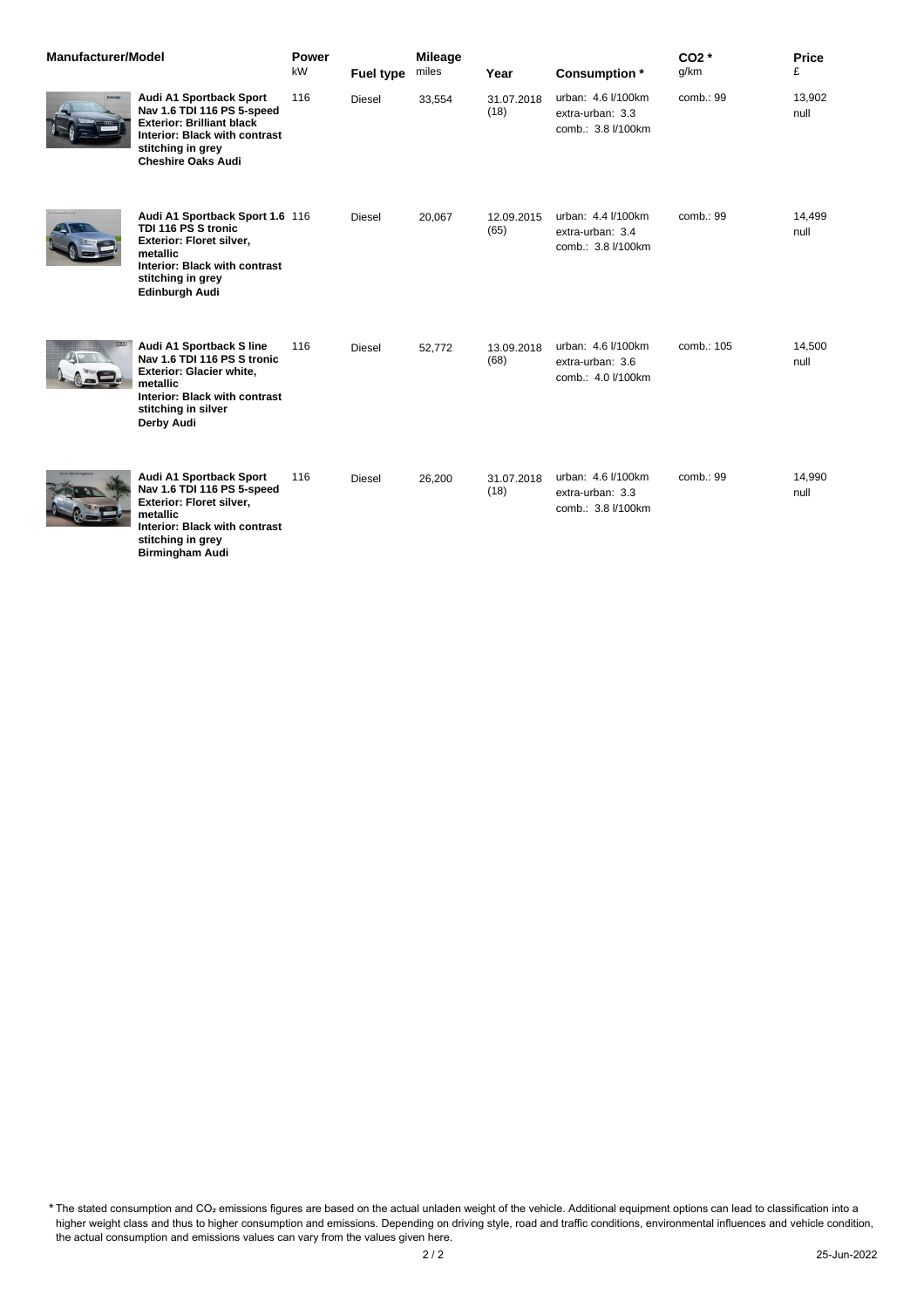| Manufacturer/Model | Power kW | Fuel type | Mileage miles | Year | Consumption * | CO2 * g/km | Price £ |
|---|---|---|---|---|---|---|---|
| **Audi A1 Sportback Sport Nav 1.6 TDI 116 PS 5-speed** **Exterior: Brilliant black** **Interior: Black with contrast stitching in grey** **Cheshire Oaks Audi** | 116 | Diesel | 33,554 | 31.07.2018 (18) | urban: 4.6 l/100km extra-urban: 3.3 comb.: 3.8 l/100km | comb.: 99 | 13,902 null |
| **Audi A1 Sportback Sport 1.6 TDI 116 PS S tronic** **Exterior: Floret silver, metallic** **Interior: Black with contrast stitching in grey** **Edinburgh Audi** | 116 | Diesel | 20,067 | 12.09.2015 (65) | urban: 4.4 l/100km extra-urban: 3.4 comb.: 3.8 l/100km | comb.: 99 | 14,499 null |
| **Audi A1 Sportback S line Nav 1.6 TDI 116 PS S tronic** **Exterior: Glacier white, metallic** **Interior: Black with contrast stitching in silver** **Derby Audi** | 116 | Diesel | 52,772 | 13.09.2018 (68) | urban: 4.6 l/100km extra-urban: 3.6 comb.: 4.0 l/100km | comb.: 105 | 14,500 null |
| **Audi A1 Sportback Sport Nav 1.6 TDI 116 PS 5-speed** **Exterior: Floret silver, metallic** **Interior: Black with contrast stitching in grey** **Birmingham Audi** | 116 | Diesel | 26,200 | 31.07.2018 (18) | urban: 4.6 l/100km extra-urban: 3.3 comb.: 3.8 l/100km | comb.: 99 | 14,990 null |

* The stated consumption and $CO_2$ emissions figures are based on the actual unladen weight of the vehicle. Additional equipment options can lead to classification into a higher weight class and thus to higher consumption and emissions. Depending on driving style, road and traffic conditions, environmental influences and vehicle condition, the actual consumption and emissions values can vary from the values given here.

25-Jun-2022